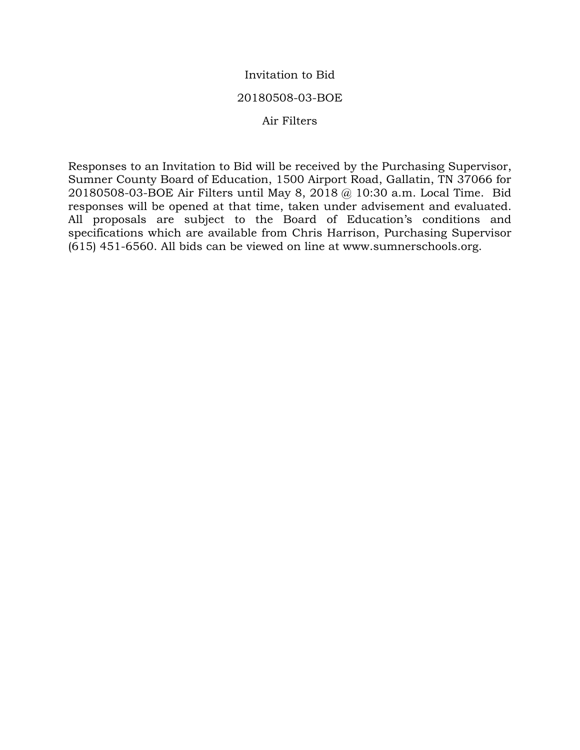# Invitation to Bid

## 20180508-03-BOE

## Air Filters

Responses to an Invitation to Bid will be received by the Purchasing Supervisor, Sumner County Board of Education, 1500 Airport Road, Gallatin, TN 37066 for 20180508-03-BOE Air Filters until May 8, 2018 @ 10:30 a.m. Local Time. Bid responses will be opened at that time, taken under advisement and evaluated. All proposals are subject to the Board of Education's conditions and specifications which are available from Chris Harrison, Purchasing Supervisor (615) 451-6560. All bids can be viewed on line at www.sumnerschools.org.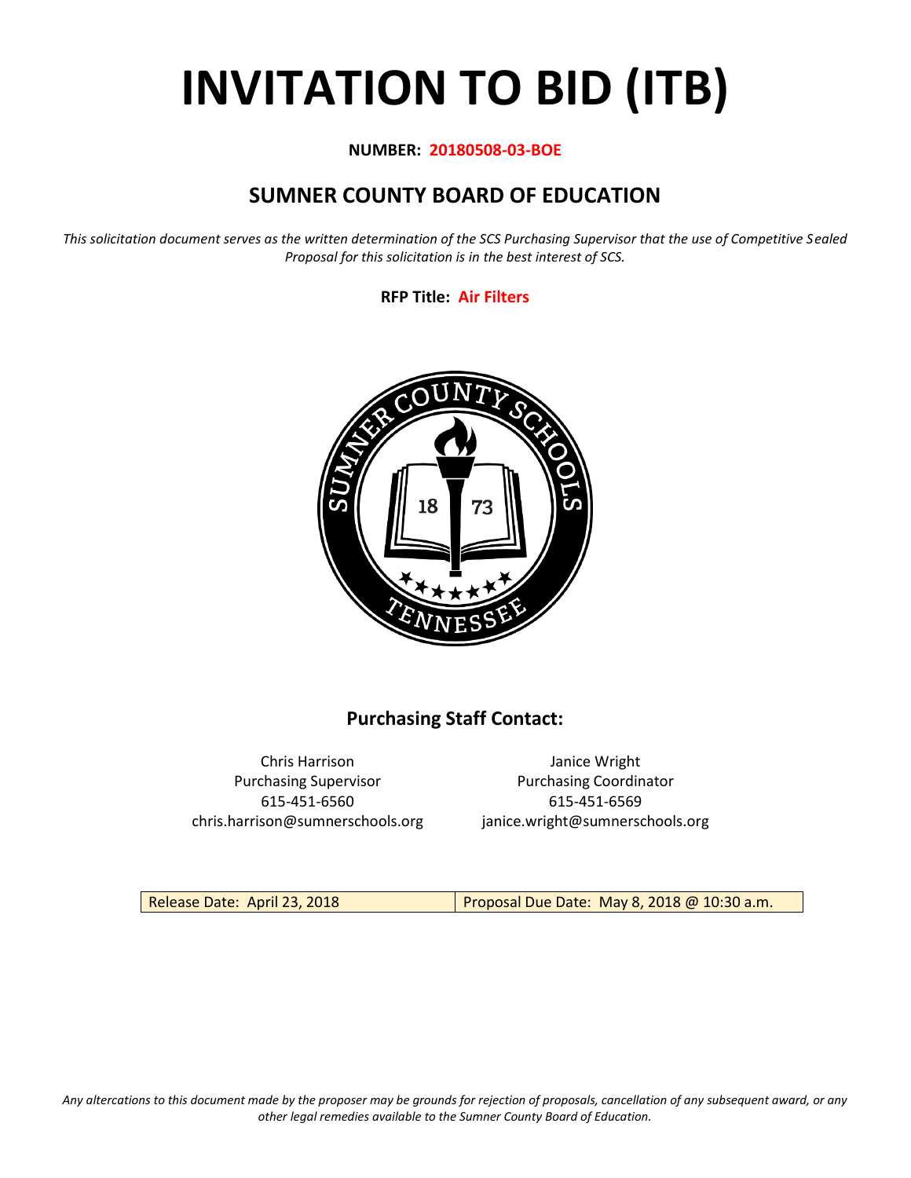# INVITATION TO BID (ITB)

**NUMBER: 20180508-03-BOE**

## SUMNER COUNTY BOARD OF EDUCATION

*This solicitation document serves as the written determination of the SCS Purchasing Supervisor that the use of Competitive Sealed Proposal for this solicitation is in the best interest of SCS.*

**RFP Title: Air Filters**

### Purchasing Staff Contact:

Chris Harrison
Purchasing Supervisor
615-451-6560
chris.harrison@sumnerschools.org

Janice Wright
Purchasing Coordinator
615-451-6569
janice.wright@sumnerschools.org

| Release Date: April 23, 2018 | Proposal Due Date: May 8, 2018 @ 10:30 a.m. |
| --- | --- |

*Any altercations to this document made by the proposer may be grounds for rejection of proposals, cancellation of any subsequent award, or any other legal remedies available to the Sumner County Board of Education.*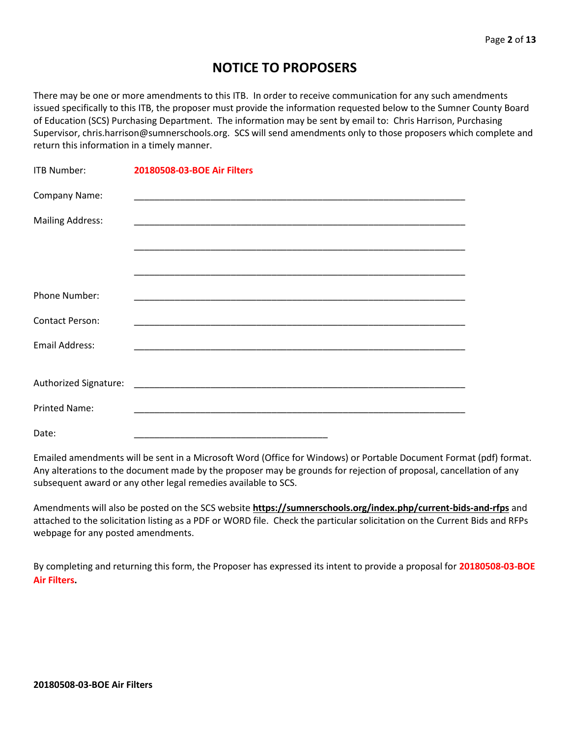# NOTICE TO PROPOSERS

There may be one or more amendments to this ITB. In order to receive communication for any such amendments issued specifically to this ITB, the proposer must provide the information requested below to the Sumner County Board of Education (SCS) Purchasing Department. The information may be sent by email to: Chris Harrison, Purchasing Supervisor, chris.harrison@sumnerschools.org. SCS will send amendments only to those proposers which complete and return this information in a timely manner.

ITB Number: **20180508-03-BOE Air Filters**

Company Name: ________________________________________________________________

Mailing Address: ________________________________________________________________

________________________________________________________________

________________________________________________________________

Phone Number: ________________________________________________________________

Contact Person: ________________________________________________________________

Email Address: ________________________________________________________________

Authorized Signature: ________________________________________________________________

Printed Name: ________________________________________________________________

Date: ______________________________________

Emailed amendments will be sent in a Microsoft Word (Office for Windows) or Portable Document Format (pdf) format. Any alterations to the document made by the proposer may be grounds for rejection of proposal, cancellation of any subsequent award or any other legal remedies available to SCS.

Amendments will also be posted on the SCS website **https://sumnerschools.org/index.php/current-bids-and-rfps** and attached to the solicitation listing as a PDF or WORD file. Check the particular solicitation on the Current Bids and RFPs webpage for any posted amendments.

By completing and returning this form, the Proposer has expressed its intent to provide a proposal for **20180508-03-BOE Air Filters.**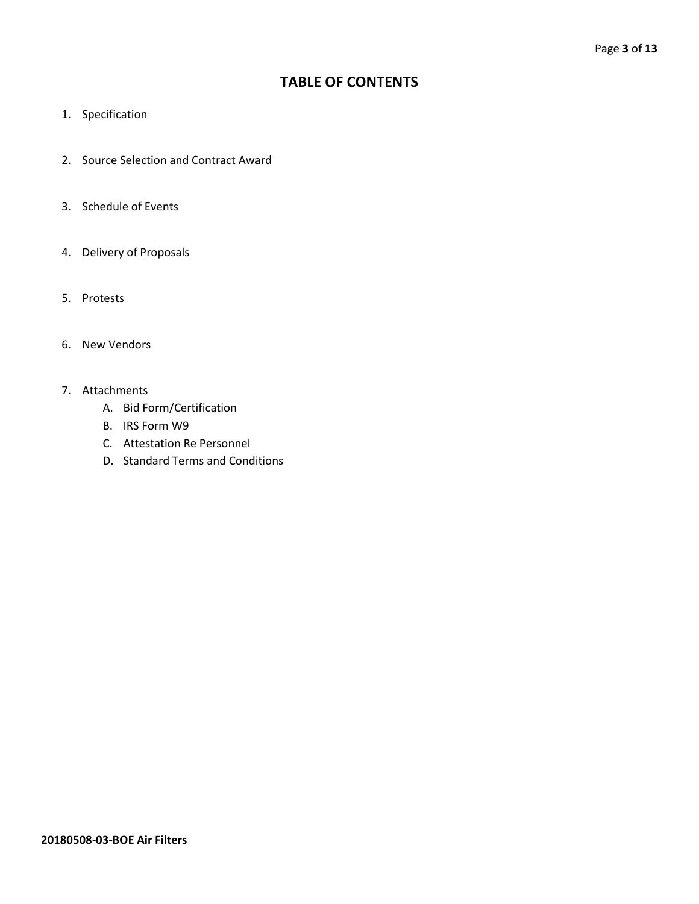# TABLE OF CONTENTS

1. Specification

2. Source Selection and Contract Award

3. Schedule of Events

4. Delivery of Proposals

5. Protests

6. New Vendors

7. Attachments
   A. Bid Form/Certification
   B. IRS Form W9
   C. Attestation Re Personnel
   D. Standard Terms and Conditions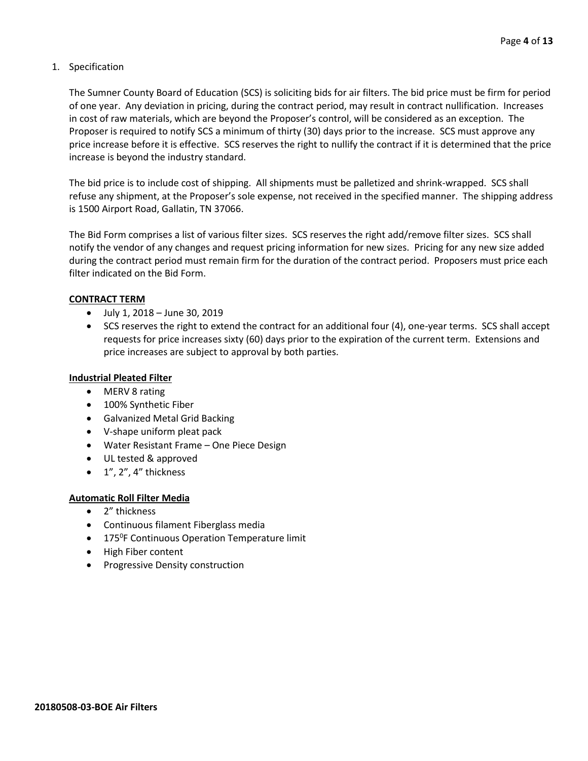1. Specification

The Sumner County Board of Education (SCS) is soliciting bids for air filters. The bid price must be firm for period of one year. Any deviation in pricing, during the contract period, may result in contract nullification. Increases in cost of raw materials, which are beyond the Proposer's control, will be considered as an exception. The Proposer is required to notify SCS a minimum of thirty (30) days prior to the increase. SCS must approve any price increase before it is effective. SCS reserves the right to nullify the contract if it is determined that the price increase is beyond the industry standard.

The bid price is to include cost of shipping. All shipments must be palletized and shrink-wrapped. SCS shall refuse any shipment, at the Proposer's sole expense, not received in the specified manner. The shipping address is 1500 Airport Road, Gallatin, TN 37066.

The Bid Form comprises a list of various filter sizes. SCS reserves the right add/remove filter sizes. SCS shall notify the vendor of any changes and request pricing information for new sizes. Pricing for any new size added during the contract period must remain firm for the duration of the contract period. Proposers must price each filter indicated on the Bid Form.

**CONTRACT TERM**

- July 1, 2018 – June 30, 2019
- SCS reserves the right to extend the contract for an additional four (4), one-year terms. SCS shall accept requests for price increases sixty (60) days prior to the expiration of the current term. Extensions and price increases are subject to approval by both parties.

**Industrial Pleated Filter**

- MERV 8 rating
- 100% Synthetic Fiber
- Galvanized Metal Grid Backing
- V-shape uniform pleat pack
- Water Resistant Frame – One Piece Design
- UL tested & approved
- 1", 2", 4" thickness

**Automatic Roll Filter Media**

- 2" thickness
- Continuous filament Fiberglass media
- 175$^0$F Continuous Operation Temperature limit
- High Fiber content
- Progressive Density construction

**20180508-03-BOE Air Filters**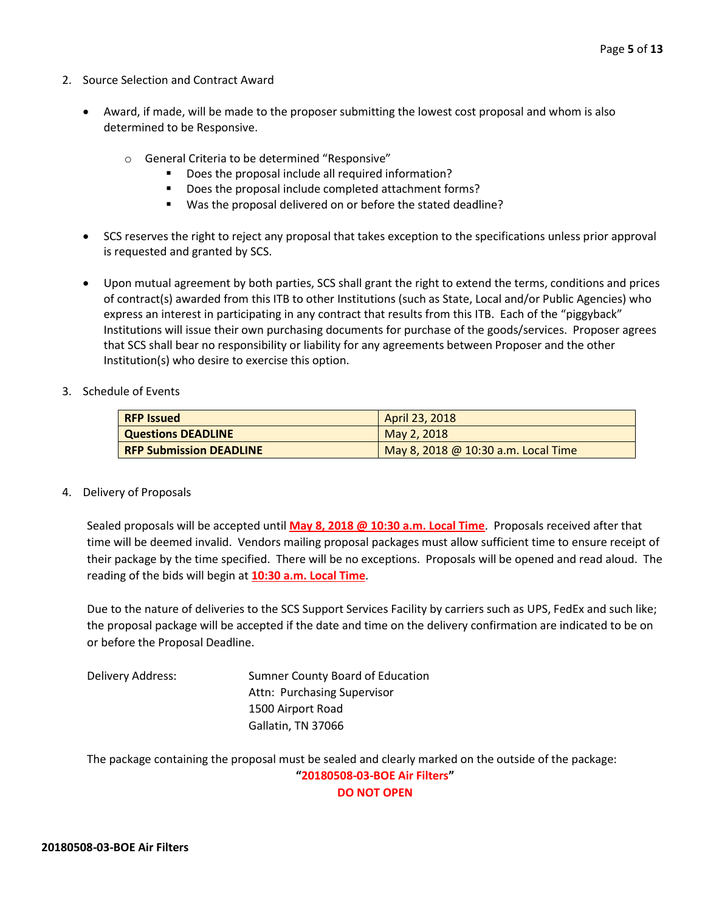2. Source Selection and Contract Award

- Award, if made, will be made to the proposer submitting the lowest cost proposal and whom is also determined to be Responsive.
  - General Criteria to be determined "Responsive"
    - Does the proposal include all required information?
    - Does the proposal include completed attachment forms?
    - Was the proposal delivered on or before the stated deadline?
- SCS reserves the right to reject any proposal that takes exception to the specifications unless prior approval is requested and granted by SCS.
- Upon mutual agreement by both parties, SCS shall grant the right to extend the terms, conditions and prices of contract(s) awarded from this ITB to other Institutions (such as State, Local and/or Public Agencies) who express an interest in participating in any contract that results from this ITB. Each of the "piggyback" Institutions will issue their own purchasing documents for purchase of the goods/services. Proposer agrees that SCS shall bear no responsibility or liability for any agreements between Proposer and the other Institution(s) who desire to exercise this option.

3. Schedule of Events

| | |
|---|---|
| **RFP Issued** | April 23, 2018 |
| **Questions DEADLINE** | May 2, 2018 |
| **RFP Submission DEADLINE** | May 8, 2018 @ 10:30 a.m. Local Time |

4. Delivery of Proposals

Sealed proposals will be accepted until **May 8, 2018 @ 10:30 a.m. Local Time**. Proposals received after that time will be deemed invalid. Vendors mailing proposal packages must allow sufficient time to ensure receipt of their package by the time specified. There will be no exceptions. Proposals will be opened and read aloud. The reading of the bids will begin at **10:30 a.m. Local Time**.

Due to the nature of deliveries to the SCS Support Services Facility by carriers such as UPS, FedEx and such like; the proposal package will be accepted if the date and time on the delivery confirmation are indicated to be on or before the Proposal Deadline.

Delivery Address:
Sumner County Board of Education
Attn: Purchasing Supervisor
1500 Airport Road
Gallatin, TN 37066

The package containing the proposal must be sealed and clearly marked on the outside of the package:

**"20180508-03-BOE Air Filters"**

**DO NOT OPEN**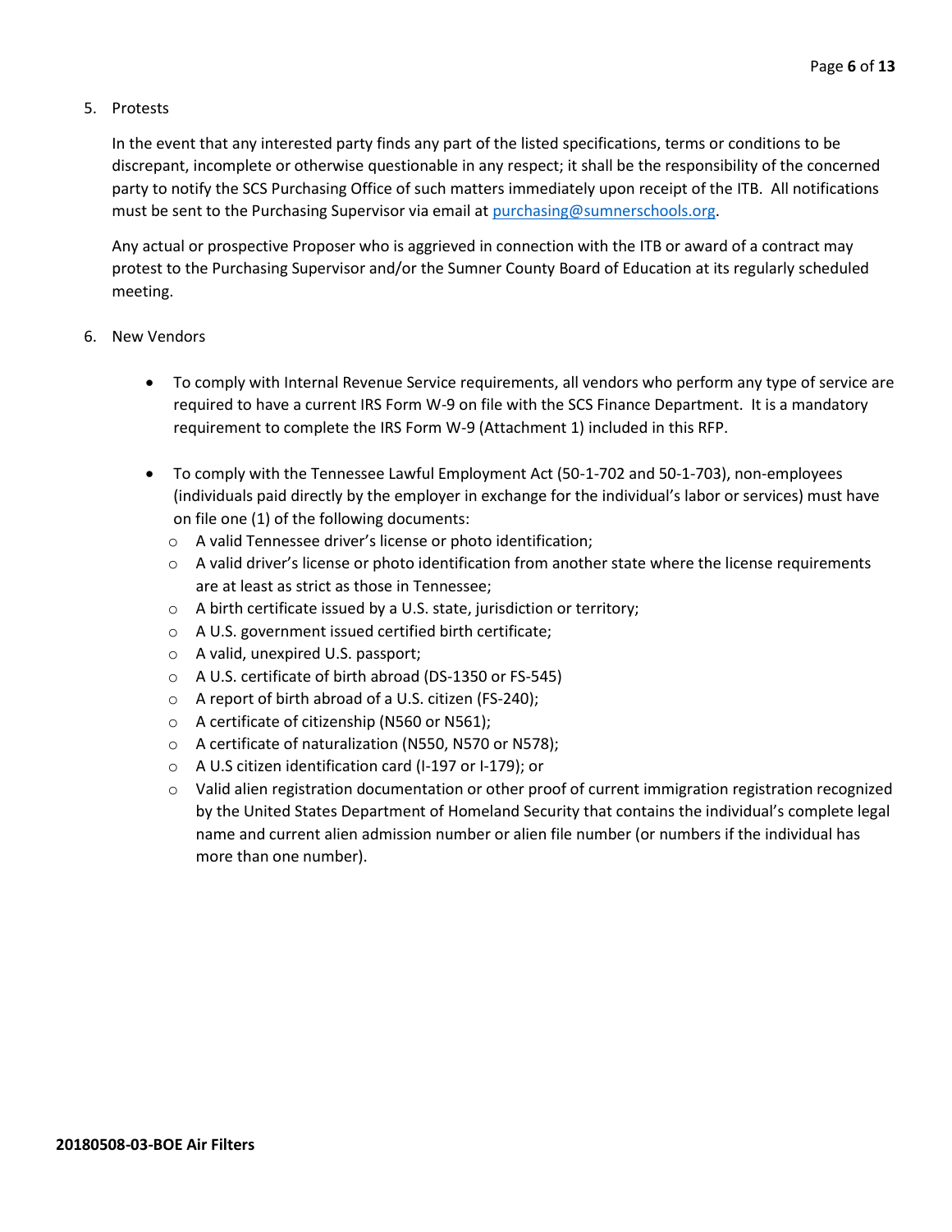5. Protests

   In the event that any interested party finds any part of the listed specifications, terms or conditions to be discrepant, incomplete or otherwise questionable in any respect; it shall be the responsibility of the concerned party to notify the SCS Purchasing Office of such matters immediately upon receipt of the ITB. All notifications must be sent to the Purchasing Supervisor via email at purchasing@sumnerschools.org.

   Any actual or prospective Proposer who is aggrieved in connection with the ITB or award of a contract may protest to the Purchasing Supervisor and/or the Sumner County Board of Education at its regularly scheduled meeting.

6. New Vendors

   - To comply with Internal Revenue Service requirements, all vendors who perform any type of service are required to have a current IRS Form W-9 on file with the SCS Finance Department. It is a mandatory requirement to complete the IRS Form W-9 (Attachment 1) included in this RFP.

   - To comply with the Tennessee Lawful Employment Act (50-1-702 and 50-1-703), non-employees (individuals paid directly by the employer in exchange for the individual's labor or services) must have on file one (1) of the following documents:
     - A valid Tennessee driver's license or photo identification;
     - A valid driver's license or photo identification from another state where the license requirements are at least as strict as those in Tennessee;
     - A birth certificate issued by a U.S. state, jurisdiction or territory;
     - A U.S. government issued certified birth certificate;
     - A valid, unexpired U.S. passport;
     - A U.S. certificate of birth abroad (DS-1350 or FS-545)
     - A report of birth abroad of a U.S. citizen (FS-240);
     - A certificate of citizenship (N560 or N561);
     - A certificate of naturalization (N550, N570 or N578);
     - A U.S citizen identification card (I-197 or I-179); or
     - Valid alien registration documentation or other proof of current immigration registration recognized by the United States Department of Homeland Security that contains the individual's complete legal name and current alien admission number or alien file number (or numbers if the individual has more than one number).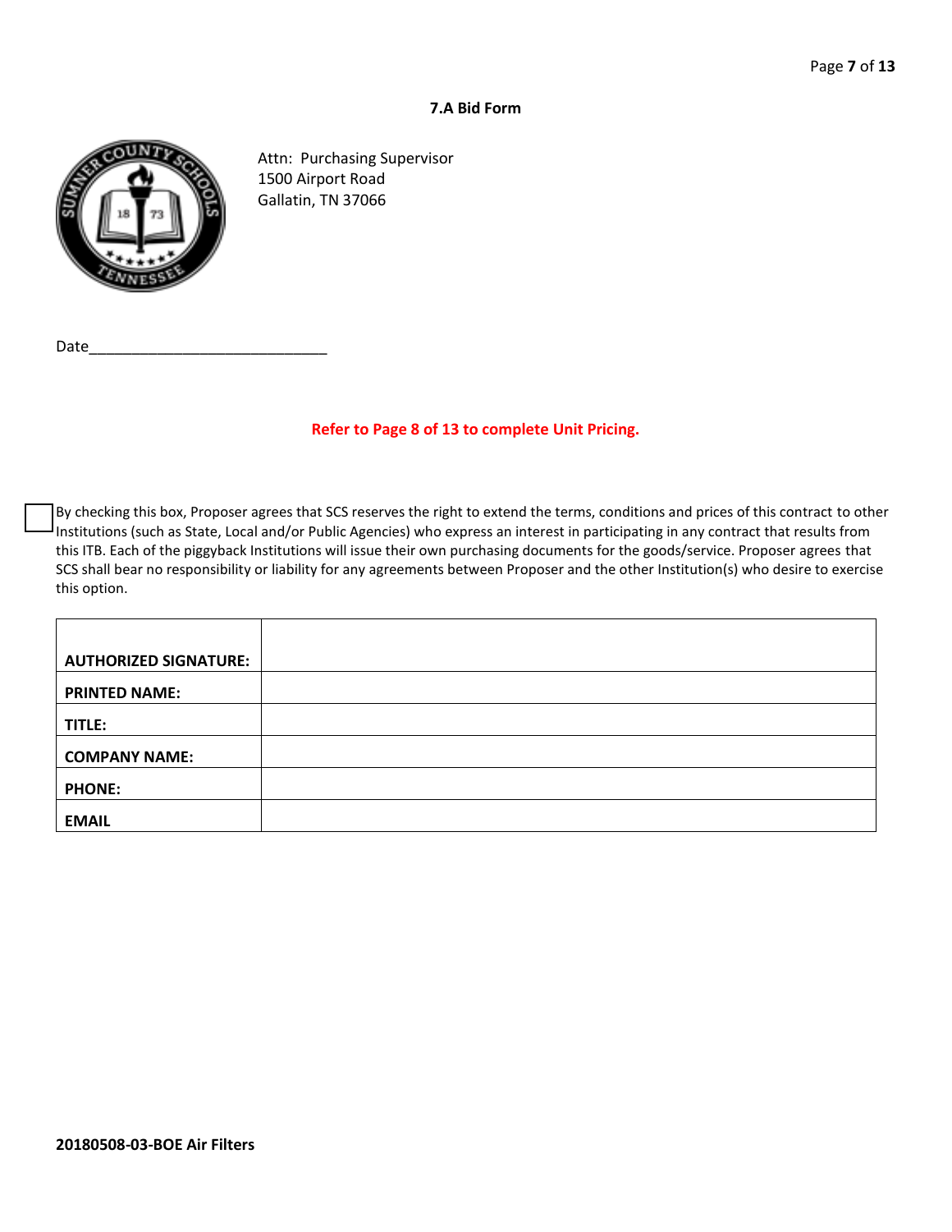## 7.A Bid Form

Attn: Purchasing Supervisor
1500 Airport Road
Gallatin, TN 37066

Date_____________________________

**Refer to Page 8 of 13 to complete Unit Pricing.**

☐ By checking this box, Proposer agrees that SCS reserves the right to extend the terms, conditions and prices of this contract to other Institutions (such as State, Local and/or Public Agencies) who express an interest in participating in any contract that results from this ITB. Each of the piggyback Institutions will issue their own purchasing documents for the goods/service. Proposer agrees that SCS shall bear no responsibility or liability for any agreements between Proposer and the other Institution(s) who desire to exercise this option.

| | |
|---|---|
| **AUTHORIZED SIGNATURE:** | |
| **PRINTED NAME:** | |
| **TITLE:** | |
| **COMPANY NAME:** | |
| **PHONE:** | |
| **EMAIL** | |

**20180508-03-BOE Air Filters**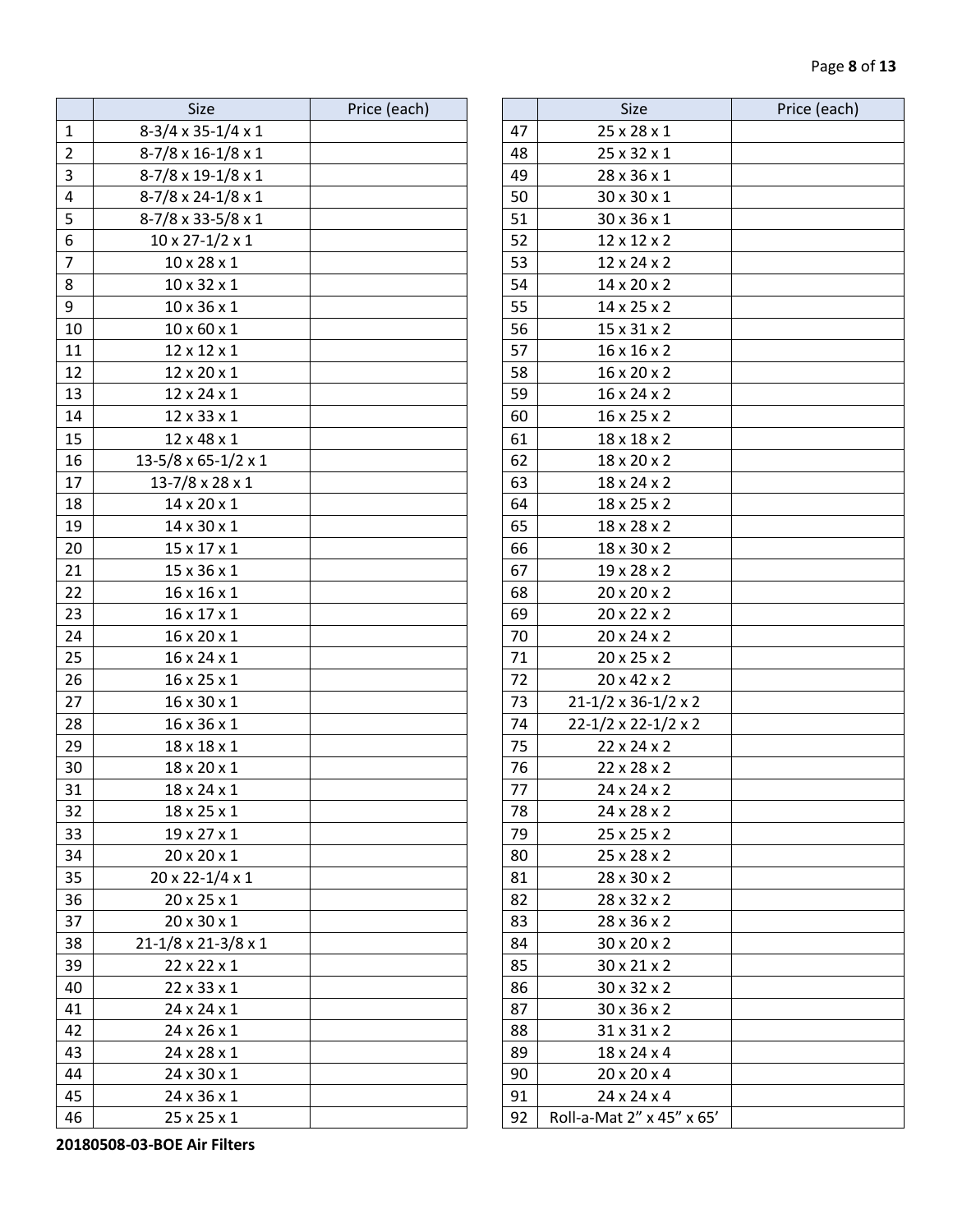| | Size | Price (each) |
|---|---|---|
| 1 | 8-3/4 x 35-1/4 x 1 | |
| 2 | 8-7/8 x 16-1/8 x 1 | |
| 3 | 8-7/8 x 19-1/8 x 1 | |
| 4 | 8-7/8 x 24-1/8 x 1 | |
| 5 | 8-7/8 x 33-5/8 x 1 | |
| 6 | 10 x 27-1/2 x 1 | |
| 7 | 10 x 28 x 1 | |
| 8 | 10 x 32 x 1 | |
| 9 | 10 x 36 x 1 | |
| 10 | 10 x 60 x 1 | |
| 11 | 12 x 12 x 1 | |
| 12 | 12 x 20 x 1 | |
| 13 | 12 x 24 x 1 | |
| 14 | 12 x 33 x 1 | |
| 15 | 12 x 48 x 1 | |
| 16 | 13-5/8 x 65-1/2 x 1 | |
| 17 | 13-7/8 x 28 x 1 | |
| 18 | 14 x 20 x 1 | |
| 19 | 14 x 30 x 1 | |
| 20 | 15 x 17 x 1 | |
| 21 | 15 x 36 x 1 | |
| 22 | 16 x 16 x 1 | |
| 23 | 16 x 17 x 1 | |
| 24 | 16 x 20 x 1 | |
| 25 | 16 x 24 x 1 | |
| 26 | 16 x 25 x 1 | |
| 27 | 16 x 30 x 1 | |
| 28 | 16 x 36 x 1 | |
| 29 | 18 x 18 x 1 | |
| 30 | 18 x 20 x 1 | |
| 31 | 18 x 24 x 1 | |
| 32 | 18 x 25 x 1 | |
| 33 | 19 x 27 x 1 | |
| 34 | 20 x 20 x 1 | |
| 35 | 20 x 22-1/4 x 1 | |
| 36 | 20 x 25 x 1 | |
| 37 | 20 x 30 x 1 | |
| 38 | 21-1/8 x 21-3/8 x 1 | |
| 39 | 22 x 22 x 1 | |
| 40 | 22 x 33 x 1 | |
| 41 | 24 x 24 x 1 | |
| 42 | 24 x 26 x 1 | |
| 43 | 24 x 28 x 1 | |
| 44 | 24 x 30 x 1 | |
| 45 | 24 x 36 x 1 | |
| 46 | 25 x 25 x 1 | |

| | Size | Price (each) |
|---|---|---|
| 47 | 25 x 28 x 1 | |
| 48 | 25 x 32 x 1 | |
| 49 | 28 x 36 x 1 | |
| 50 | 30 x 30 x 1 | |
| 51 | 30 x 36 x 1 | |
| 52 | 12 x 12 x 2 | |
| 53 | 12 x 24 x 2 | |
| 54 | 14 x 20 x 2 | |
| 55 | 14 x 25 x 2 | |
| 56 | 15 x 31 x 2 | |
| 57 | 16 x 16 x 2 | |
| 58 | 16 x 20 x 2 | |
| 59 | 16 x 24 x 2 | |
| 60 | 16 x 25 x 2 | |
| 61 | 18 x 18 x 2 | |
| 62 | 18 x 20 x 2 | |
| 63 | 18 x 24 x 2 | |
| 64 | 18 x 25 x 2 | |
| 65 | 18 x 28 x 2 | |
| 66 | 18 x 30 x 2 | |
| 67 | 19 x 28 x 2 | |
| 68 | 20 x 20 x 2 | |
| 69 | 20 x 22 x 2 | |
| 70 | 20 x 24 x 2 | |
| 71 | 20 x 25 x 2 | |
| 72 | 20 x 42 x 2 | |
| 73 | 21-1/2 x 36-1/2 x 2 | |
| 74 | 22-1/2 x 22-1/2 x 2 | |
| 75 | 22 x 24 x 2 | |
| 76 | 22 x 28 x 2 | |
| 77 | 24 x 24 x 2 | |
| 78 | 24 x 28 x 2 | |
| 79 | 25 x 25 x 2 | |
| 80 | 25 x 28 x 2 | |
| 81 | 28 x 30 x 2 | |
| 82 | 28 x 32 x 2 | |
| 83 | 28 x 36 x 2 | |
| 84 | 30 x 20 x 2 | |
| 85 | 30 x 21 x 2 | |
| 86 | 30 x 32 x 2 | |
| 87 | 30 x 36 x 2 | |
| 88 | 31 x 31 x 2 | |
| 89 | 18 x 24 x 4 | |
| 90 | 20 x 20 x 4 | |
| 91 | 24 x 24 x 4 | |
| 92 | Roll-a-Mat 2" x 45" x 65' | |

**20180508-03-BOE Air Filters**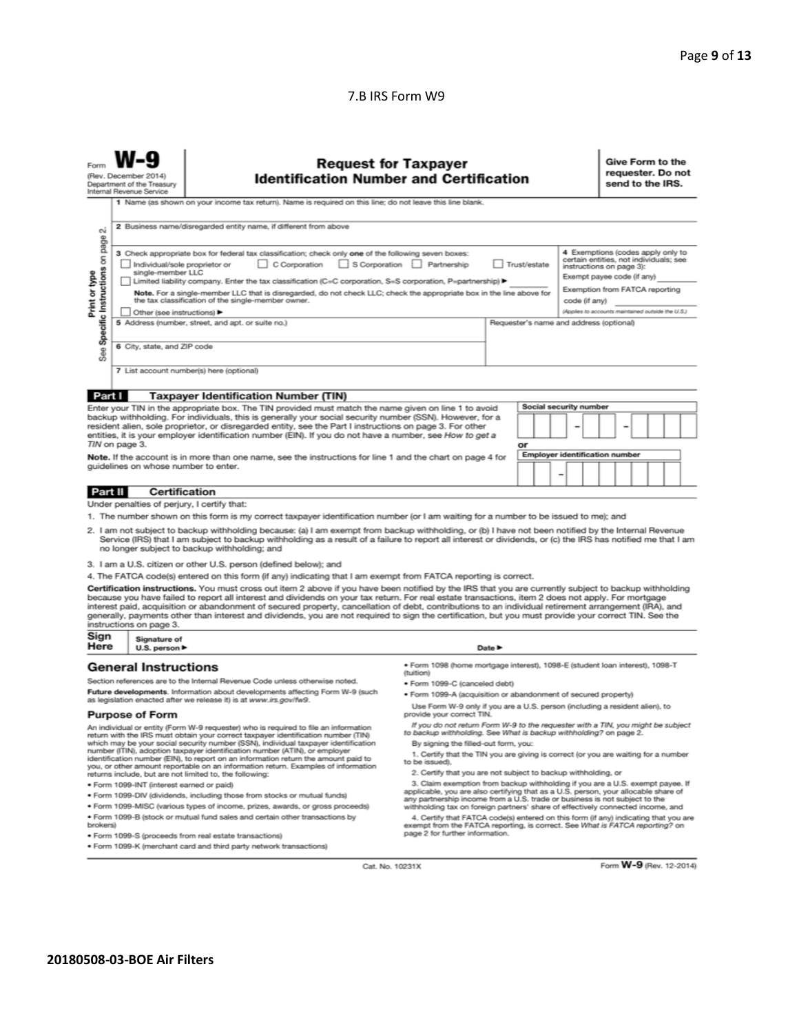7.B IRS Form W9

Form **W-9**
(Rev. December 2014)
Department of the Treasury
Internal Revenue Service

# Request for Taxpayer Identification Number and Certification

**Give Form to the requester. Do not send to the IRS.**

Print or type
See Specific Instructions on page 2.

1 Name (as shown on your income tax return). Name is required on this line; do not leave this line blank.

2 Business name/disregarded entity name, if different from above

3 Check appropriate box for federal tax classification; check only **one** of the following seven boxes:
☐ Individual/sole proprietor or single-member LLC ☐ C Corporation ☐ S Corporation ☐ Partnership ☐ Trust/estate
☐ Limited liability company. Enter the tax classification (C=C corporation, S=S corporation, P=partnership) ▶ ________
**Note.** For a single-member LLC that is disregarded, do not check LLC; check the appropriate box in the line above for the tax classification of the single-member owner.
☐ Other (see instructions) ▶

4 Exemptions (codes apply only to certain entities, not individuals; see instructions on page 3):
Exempt payee code (if any) ________
Exemption from FATCA reporting code (if any) ________
*(Applies to accounts maintained outside the U.S.)*

5 Address (number, street, and apt. or suite no.)

Requester's name and address (optional)

6 City, state, and ZIP code

7 List account number(s) here (optional)

## Part I Taxpayer Identification Number (TIN)

Enter your TIN in the appropriate box. The TIN provided must match the name given on line 1 to avoid backup withholding. For individuals, this is generally your social security number (SSN). However, for a resident alien, sole proprietor, or disregarded entity, see the Part I instructions on page 3. For other entities, it is your employer identification number (EIN). If you do not have a number, see *How to get a TIN* on page 3.

**Note.** If the account is in more than one name, see the instructions for line 1 and the chart on page 4 for guidelines on whose number to enter.

**Social security number**

☐☐☐ – ☐☐ – ☐☐☐☐

or

**Employer identification number**

☐☐ – ☐☐☐☐☐☐☐

## Part II Certification

Under penalties of perjury, I certify that:

1. The number shown on this form is my correct taxpayer identification number (or I am waiting for a number to be issued to me); and
2. I am not subject to backup withholding because: (a) I am exempt from backup withholding, or (b) I have not been notified by the Internal Revenue Service (IRS) that I am subject to backup withholding as a result of a failure to report all interest or dividends, or (c) the IRS has notified me that I am no longer subject to backup withholding; and
3. I am a U.S. citizen or other U.S. person (defined below); and
4. The FATCA code(s) entered on this form (if any) indicating that I am exempt from FATCA reporting is correct.

**Certification instructions.** You must cross out item 2 above if you have been notified by the IRS that you are currently subject to backup withholding because you have failed to report all interest and dividends on your tax return. For real estate transactions, item 2 does not apply. For mortgage interest paid, acquisition or abandonment of secured property, cancellation of debt, contributions to an individual retirement arrangement (IRA), and generally, payments other than interest and dividends, you are not required to sign the certification, but you must provide your correct TIN. See the instructions on page 3.

**Sign Here** Signature of U.S. person ▶ Date ▶

## General Instructions

Section references are to the Internal Revenue Code unless otherwise noted.

**Future developments.** Information about developments affecting Form W-9 (such as legislation enacted after we release it) is at *www.irs.gov/fw9*.

### Purpose of Form

An individual or entity (Form W-9 requester) who is required to file an information return with the IRS must obtain your correct taxpayer identification number (TIN) which may be your social security number (SSN), individual taxpayer identification number (ITIN), adoption taxpayer identification number (ATIN), or employer identification number (EIN), to report on an information return the amount paid to you, or other amount reportable on an information return. Examples of information returns include, but are not limited to, the following:

- Form 1099-INT (interest earned or paid)
- Form 1099-DIV (dividends, including those from stocks or mutual funds)
- Form 1099-MISC (various types of income, prizes, awards, or gross proceeds)
- Form 1099-B (stock or mutual fund sales and certain other transactions by brokers)
- Form 1099-S (proceeds from real estate transactions)
- Form 1099-K (merchant card and third party network transactions)
- Form 1098 (home mortgage interest), 1098-E (student loan interest), 1098-T (tuition)
- Form 1099-C (canceled debt)
- Form 1099-A (acquisition or abandonment of secured property)

Use Form W-9 only if you are a U.S. person (including a resident alien), to provide your correct TIN.

*If you do not return Form W-9 to the requester with a TIN, you might be subject to backup withholding. See What is backup withholding? on page 2.*

By signing the filled-out form, you:

1. Certify that the TIN you are giving is correct (or you are waiting for a number to be issued),
2. Certify that you are not subject to backup withholding, or
3. Claim exemption from backup withholding if you are a U.S. exempt payee. If applicable, you are also certifying that as a U.S. person, your allocable share of any partnership income from a U.S. trade or business is not subject to the withholding tax on foreign partners' share of effectively connected income, and
4. Certify that FATCA code(s) entered on this form (if any) indicating that you are exempt from the FATCA reporting, is correct. See *What is FATCA reporting?* on page 2 for further information.

Cat. No. 10231X

Form **W-9** (Rev. 12-2014)

**20180508-03-BOE Air Filters**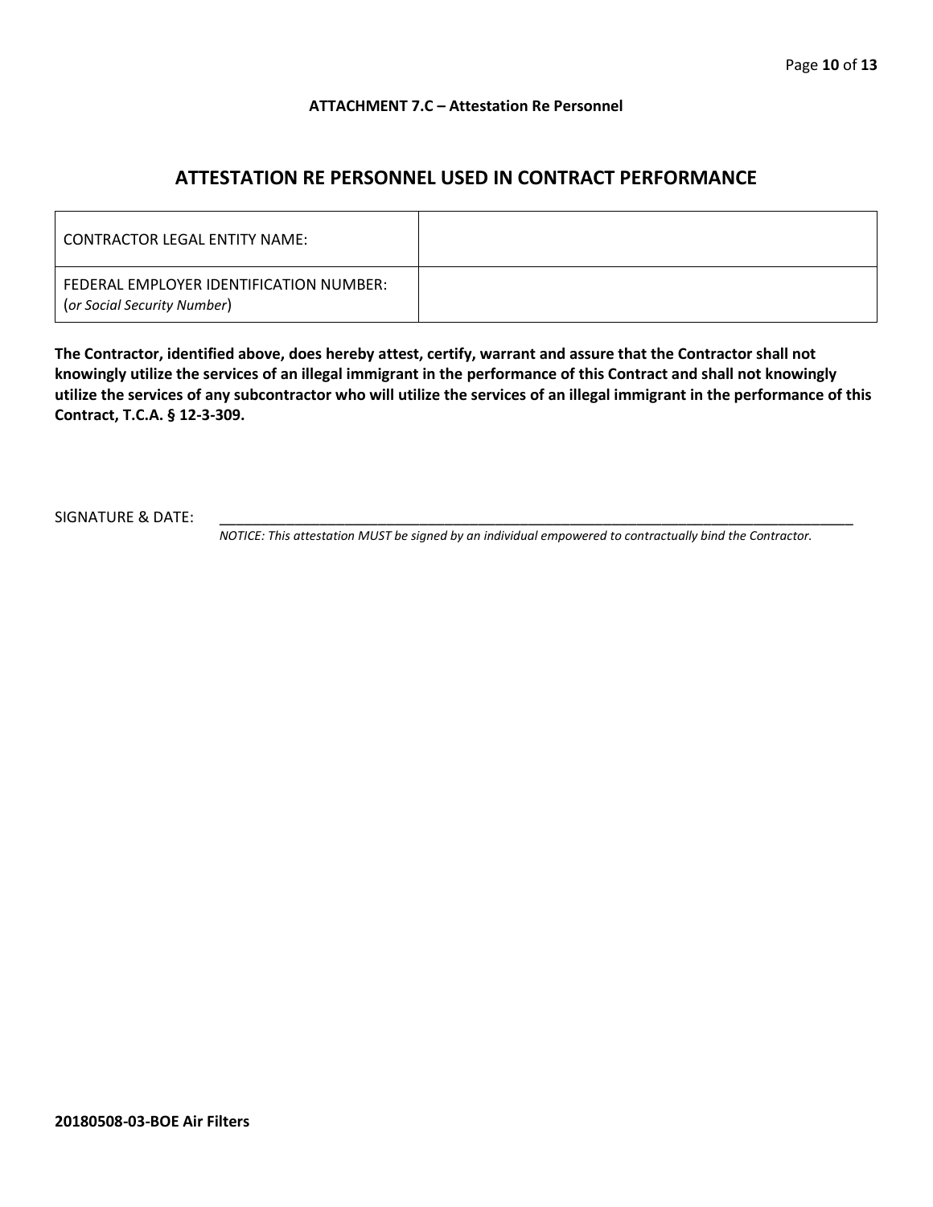**ATTACHMENT 7.C – Attestation Re Personnel**

## ATTESTATION RE PERSONNEL USED IN CONTRACT PERFORMANCE

| CONTRACTOR LEGAL ENTITY NAME: | |
|---|---|
| FEDERAL EMPLOYER IDENTIFICATION NUMBER: (*or Social Security Number*) | |

**The Contractor, identified above, does hereby attest, certify, warrant and assure that the Contractor shall not knowingly utilize the services of an illegal immigrant in the performance of this Contract and shall not knowingly utilize the services of any subcontractor who will utilize the services of an illegal immigrant in the performance of this Contract, T.C.A. § 12-3-309.**

SIGNATURE & DATE: ___________________________________________________________________________

*NOTICE: This attestation MUST be signed by an individual empowered to contractually bind the Contractor.*

**20180508-03-BOE Air Filters**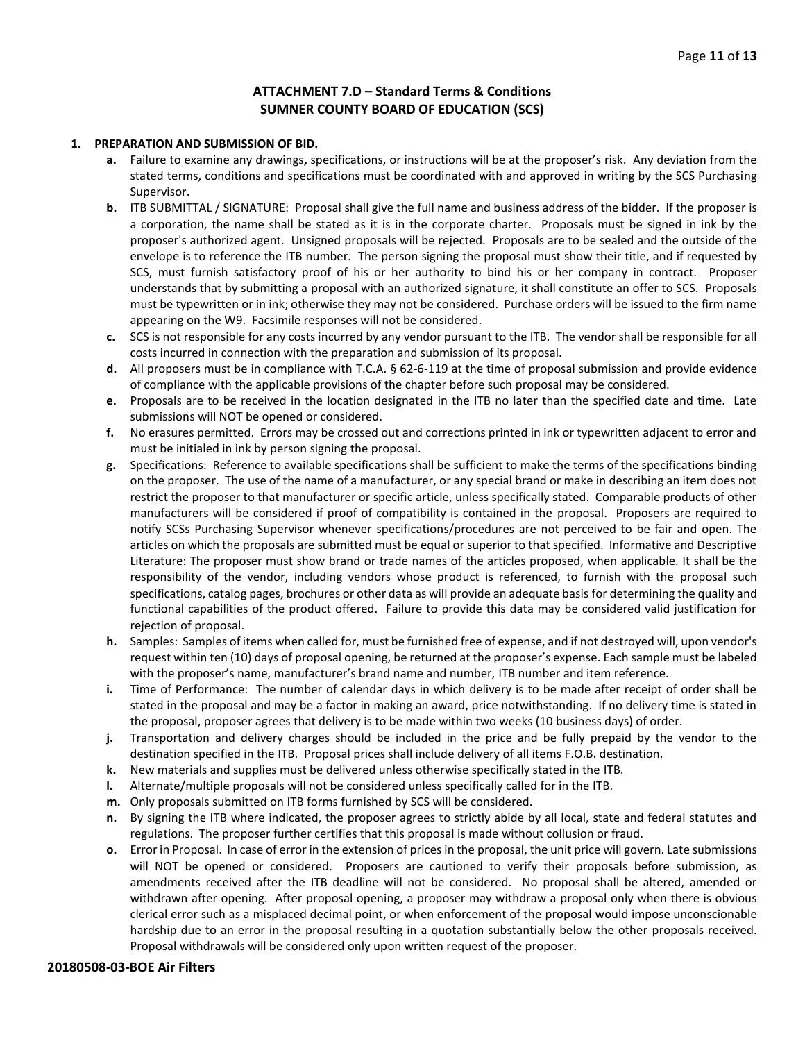## ATTACHMENT 7.D – Standard Terms & Conditions
## SUMNER COUNTY BOARD OF EDUCATION (SCS)

1. **PREPARATION AND SUBMISSION OF BID.**
   - **a.** Failure to examine any drawings**,** specifications, or instructions will be at the proposer's risk. Any deviation from the stated terms, conditions and specifications must be coordinated with and approved in writing by the SCS Purchasing Supervisor.
   - **b.** ITB SUBMITTAL / SIGNATURE: Proposal shall give the full name and business address of the bidder. If the proposer is a corporation, the name shall be stated as it is in the corporate charter. Proposals must be signed in ink by the proposer's authorized agent. Unsigned proposals will be rejected. Proposals are to be sealed and the outside of the envelope is to reference the ITB number. The person signing the proposal must show their title, and if requested by SCS, must furnish satisfactory proof of his or her authority to bind his or her company in contract. Proposer understands that by submitting a proposal with an authorized signature, it shall constitute an offer to SCS. Proposals must be typewritten or in ink; otherwise they may not be considered. Purchase orders will be issued to the firm name appearing on the W9. Facsimile responses will not be considered.
   - **c.** SCS is not responsible for any costs incurred by any vendor pursuant to the ITB. The vendor shall be responsible for all costs incurred in connection with the preparation and submission of its proposal.
   - **d.** All proposers must be in compliance with T.C.A. § 62-6-119 at the time of proposal submission and provide evidence of compliance with the applicable provisions of the chapter before such proposal may be considered.
   - **e.** Proposals are to be received in the location designated in the ITB no later than the specified date and time. Late submissions will NOT be opened or considered.
   - **f.** No erasures permitted. Errors may be crossed out and corrections printed in ink or typewritten adjacent to error and must be initialed in ink by person signing the proposal.
   - **g.** Specifications: Reference to available specifications shall be sufficient to make the terms of the specifications binding on the proposer. The use of the name of a manufacturer, or any special brand or make in describing an item does not restrict the proposer to that manufacturer or specific article, unless specifically stated. Comparable products of other manufacturers will be considered if proof of compatibility is contained in the proposal. Proposers are required to notify SCSs Purchasing Supervisor whenever specifications/procedures are not perceived to be fair and open. The articles on which the proposals are submitted must be equal or superior to that specified. Informative and Descriptive Literature: The proposer must show brand or trade names of the articles proposed, when applicable. It shall be the responsibility of the vendor, including vendors whose product is referenced, to furnish with the proposal such specifications, catalog pages, brochures or other data as will provide an adequate basis for determining the quality and functional capabilities of the product offered. Failure to provide this data may be considered valid justification for rejection of proposal.
   - **h.** Samples: Samples of items when called for, must be furnished free of expense, and if not destroyed will, upon vendor's request within ten (10) days of proposal opening, be returned at the proposer's expense. Each sample must be labeled with the proposer's name, manufacturer's brand name and number, ITB number and item reference.
   - **i.** Time of Performance: The number of calendar days in which delivery is to be made after receipt of order shall be stated in the proposal and may be a factor in making an award, price notwithstanding. If no delivery time is stated in the proposal, proposer agrees that delivery is to be made within two weeks (10 business days) of order.
   - **j.** Transportation and delivery charges should be included in the price and be fully prepaid by the vendor to the destination specified in the ITB. Proposal prices shall include delivery of all items F.O.B. destination.
   - **k.** New materials and supplies must be delivered unless otherwise specifically stated in the ITB.
   - **l.** Alternate/multiple proposals will not be considered unless specifically called for in the ITB.
   - **m.** Only proposals submitted on ITB forms furnished by SCS will be considered.
   - **n.** By signing the ITB where indicated, the proposer agrees to strictly abide by all local, state and federal statutes and regulations. The proposer further certifies that this proposal is made without collusion or fraud.
   - **o.** Error in Proposal. In case of error in the extension of prices in the proposal, the unit price will govern. Late submissions will NOT be opened or considered. Proposers are cautioned to verify their proposals before submission, as amendments received after the ITB deadline will not be considered. No proposal shall be altered, amended or withdrawn after opening. After proposal opening, a proposer may withdraw a proposal only when there is obvious clerical error such as a misplaced decimal point, or when enforcement of the proposal would impose unconscionable hardship due to an error in the proposal resulting in a quotation substantially below the other proposals received. Proposal withdrawals will be considered only upon written request of the proposer.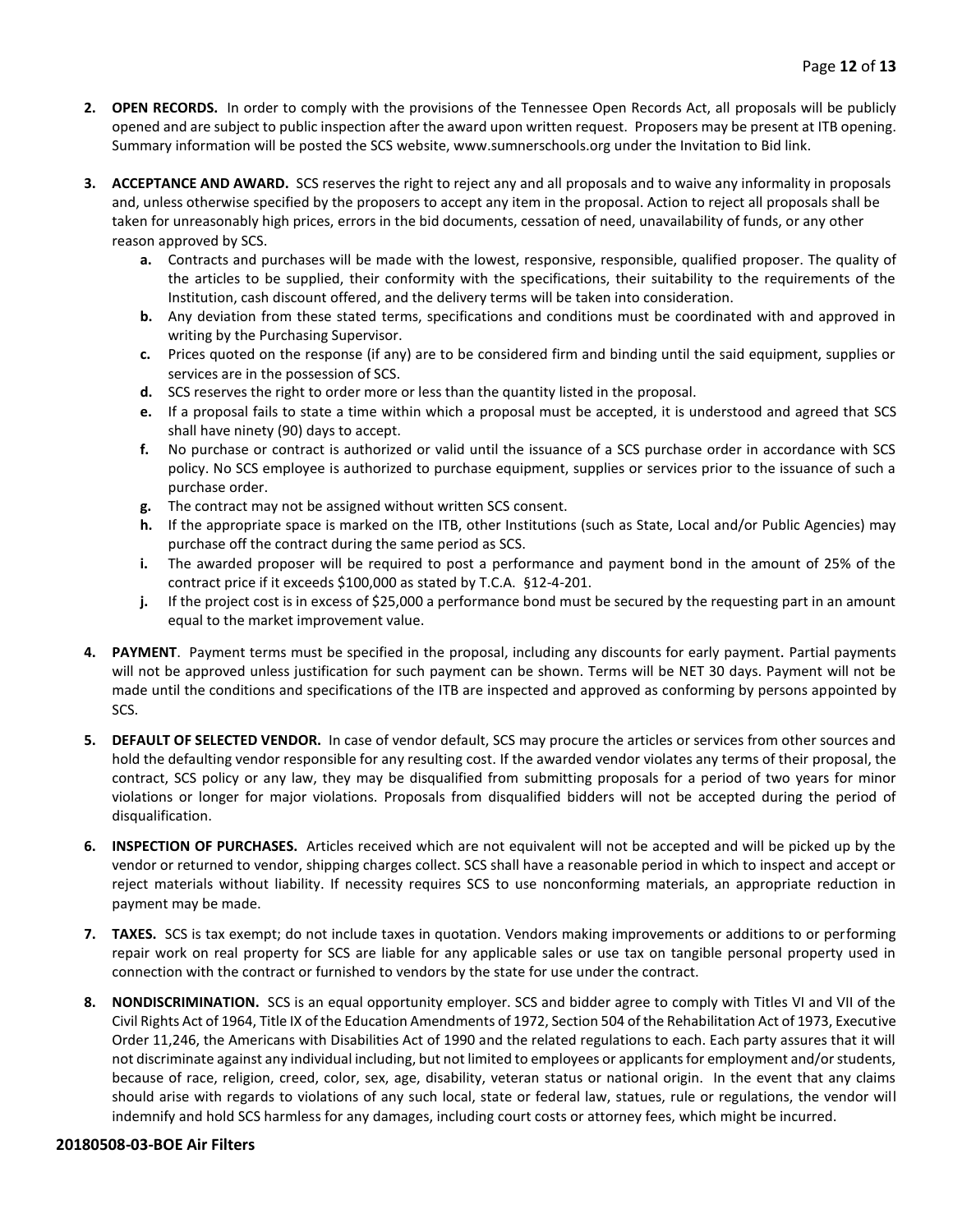2. **OPEN RECORDS.** In order to comply with the provisions of the Tennessee Open Records Act, all proposals will be publicly opened and are subject to public inspection after the award upon written request. Proposers may be present at ITB opening. Summary information will be posted the SCS website, www.sumnerschools.org under the Invitation to Bid link.

3. **ACCEPTANCE AND AWARD.** SCS reserves the right to reject any and all proposals and to waive any informality in proposals and, unless otherwise specified by the proposers to accept any item in the proposal. Action to reject all proposals shall be taken for unreasonably high prices, errors in the bid documents, cessation of need, unavailability of funds, or any other reason approved by SCS.
   - **a.** Contracts and purchases will be made with the lowest, responsive, responsible, qualified proposer. The quality of the articles to be supplied, their conformity with the specifications, their suitability to the requirements of the Institution, cash discount offered, and the delivery terms will be taken into consideration.
   - **b.** Any deviation from these stated terms, specifications and conditions must be coordinated with and approved in writing by the Purchasing Supervisor.
   - **c.** Prices quoted on the response (if any) are to be considered firm and binding until the said equipment, supplies or services are in the possession of SCS.
   - **d.** SCS reserves the right to order more or less than the quantity listed in the proposal.
   - **e.** If a proposal fails to state a time within which a proposal must be accepted, it is understood and agreed that SCS shall have ninety (90) days to accept.
   - **f.** No purchase or contract is authorized or valid until the issuance of a SCS purchase order in accordance with SCS policy. No SCS employee is authorized to purchase equipment, supplies or services prior to the issuance of such a purchase order.
   - **g.** The contract may not be assigned without written SCS consent.
   - **h.** If the appropriate space is marked on the ITB, other Institutions (such as State, Local and/or Public Agencies) may purchase off the contract during the same period as SCS.
   - **i.** The awarded proposer will be required to post a performance and payment bond in the amount of 25% of the contract price if it exceeds $100,000 as stated by T.C.A. §12-4-201.
   - **j.** If the project cost is in excess of $25,000 a performance bond must be secured by the requesting part in an amount equal to the market improvement value.

4. **PAYMENT**. Payment terms must be specified in the proposal, including any discounts for early payment. Partial payments will not be approved unless justification for such payment can be shown. Terms will be NET 30 days. Payment will not be made until the conditions and specifications of the ITB are inspected and approved as conforming by persons appointed by SCS.

5. **DEFAULT OF SELECTED VENDOR.** In case of vendor default, SCS may procure the articles or services from other sources and hold the defaulting vendor responsible for any resulting cost. If the awarded vendor violates any terms of their proposal, the contract, SCS policy or any law, they may be disqualified from submitting proposals for a period of two years for minor violations or longer for major violations. Proposals from disqualified bidders will not be accepted during the period of disqualification.

6. **INSPECTION OF PURCHASES.** Articles received which are not equivalent will not be accepted and will be picked up by the vendor or returned to vendor, shipping charges collect. SCS shall have a reasonable period in which to inspect and accept or reject materials without liability. If necessity requires SCS to use nonconforming materials, an appropriate reduction in payment may be made.

7. **TAXES.** SCS is tax exempt; do not include taxes in quotation. Vendors making improvements or additions to or performing repair work on real property for SCS are liable for any applicable sales or use tax on tangible personal property used in connection with the contract or furnished to vendors by the state for use under the contract.

8. **NONDISCRIMINATION.** SCS is an equal opportunity employer. SCS and bidder agree to comply with Titles VI and VII of the Civil Rights Act of 1964, Title IX of the Education Amendments of 1972, Section 504 of the Rehabilitation Act of 1973, Executive Order 11,246, the Americans with Disabilities Act of 1990 and the related regulations to each. Each party assures that it will not discriminate against any individual including, but not limited to employees or applicants for employment and/or students, because of race, religion, creed, color, sex, age, disability, veteran status or national origin. In the event that any claims should arise with regards to violations of any such local, state or federal law, statues, rule or regulations, the vendor will indemnify and hold SCS harmless for any damages, including court costs or attorney fees, which might be incurred.

**20180508-03-BOE Air Filters**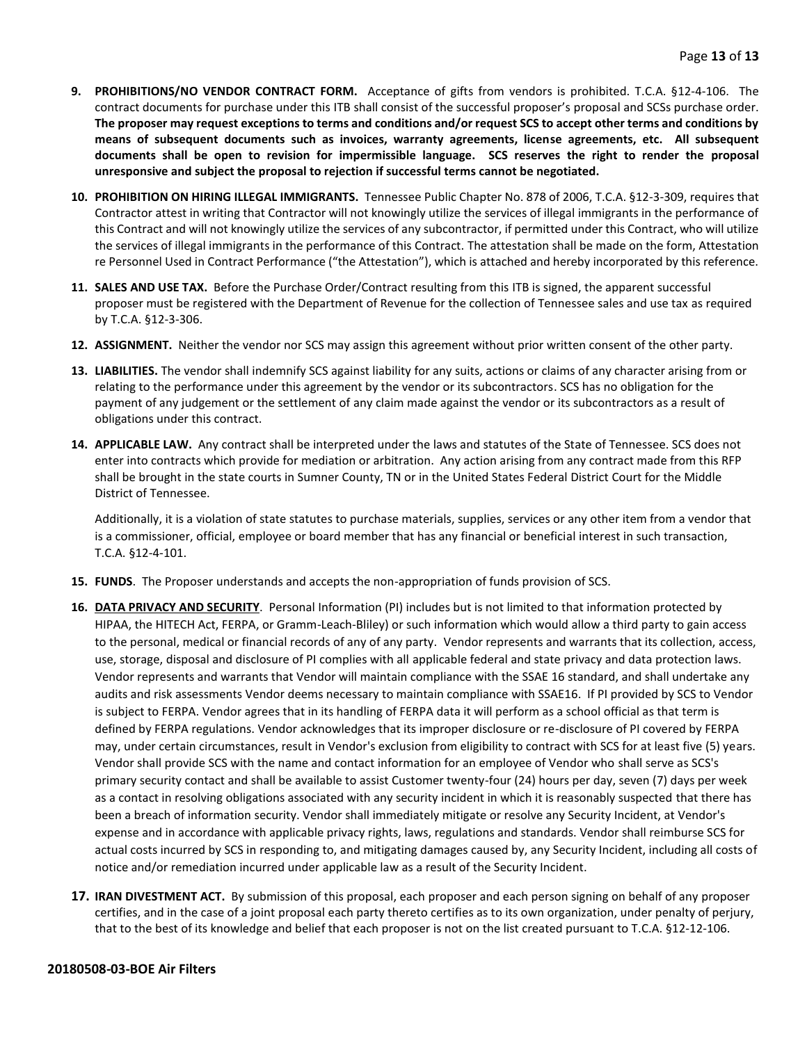9. **PROHIBITIONS/NO VENDOR CONTRACT FORM.** Acceptance of gifts from vendors is prohibited. T.C.A. §12-4-106. The contract documents for purchase under this ITB shall consist of the successful proposer's proposal and SCSs purchase order. **The proposer may request exceptions to terms and conditions and/or request SCS to accept other terms and conditions by means of subsequent documents such as invoices, warranty agreements, license agreements, etc. All subsequent documents shall be open to revision for impermissible language. SCS reserves the right to render the proposal unresponsive and subject the proposal to rejection if successful terms cannot be negotiated.**

10. **PROHIBITION ON HIRING ILLEGAL IMMIGRANTS.** Tennessee Public Chapter No. 878 of 2006, T.C.A. §12-3-309, requires that Contractor attest in writing that Contractor will not knowingly utilize the services of illegal immigrants in the performance of this Contract and will not knowingly utilize the services of any subcontractor, if permitted under this Contract, who will utilize the services of illegal immigrants in the performance of this Contract. The attestation shall be made on the form, Attestation re Personnel Used in Contract Performance ("the Attestation"), which is attached and hereby incorporated by this reference.

11. **SALES AND USE TAX.** Before the Purchase Order/Contract resulting from this ITB is signed, the apparent successful proposer must be registered with the Department of Revenue for the collection of Tennessee sales and use tax as required by T.C.A. §12-3-306.

12. **ASSIGNMENT.** Neither the vendor nor SCS may assign this agreement without prior written consent of the other party.

13. **LIABILITIES.** The vendor shall indemnify SCS against liability for any suits, actions or claims of any character arising from or relating to the performance under this agreement by the vendor or its subcontractors. SCS has no obligation for the payment of any judgement or the settlement of any claim made against the vendor or its subcontractors as a result of obligations under this contract.

14. **APPLICABLE LAW.** Any contract shall be interpreted under the laws and statutes of the State of Tennessee. SCS does not enter into contracts which provide for mediation or arbitration. Any action arising from any contract made from this RFP shall be brought in the state courts in Sumner County, TN or in the United States Federal District Court for the Middle District of Tennessee.

    Additionally, it is a violation of state statutes to purchase materials, supplies, services or any other item from a vendor that is a commissioner, official, employee or board member that has any financial or beneficial interest in such transaction, T.C.A. §12-4-101.

15. **FUNDS**. The Proposer understands and accepts the non-appropriation of funds provision of SCS.

16. **DATA PRIVACY AND SECURITY**. Personal Information (PI) includes but is not limited to that information protected by HIPAA, the HITECH Act, FERPA, or Gramm-Leach-Bliley) or such information which would allow a third party to gain access to the personal, medical or financial records of any of any party. Vendor represents and warrants that its collection, access, use, storage, disposal and disclosure of PI complies with all applicable federal and state privacy and data protection laws. Vendor represents and warrants that Vendor will maintain compliance with the SSAE 16 standard, and shall undertake any audits and risk assessments Vendor deems necessary to maintain compliance with SSAE16. If PI provided by SCS to Vendor is subject to FERPA. Vendor agrees that in its handling of FERPA data it will perform as a school official as that term is defined by FERPA regulations. Vendor acknowledges that its improper disclosure or re-disclosure of PI covered by FERPA may, under certain circumstances, result in Vendor's exclusion from eligibility to contract with SCS for at least five (5) years. Vendor shall provide SCS with the name and contact information for an employee of Vendor who shall serve as SCS's primary security contact and shall be available to assist Customer twenty-four (24) hours per day, seven (7) days per week as a contact in resolving obligations associated with any security incident in which it is reasonably suspected that there has been a breach of information security. Vendor shall immediately mitigate or resolve any Security Incident, at Vendor's expense and in accordance with applicable privacy rights, laws, regulations and standards. Vendor shall reimburse SCS for actual costs incurred by SCS in responding to, and mitigating damages caused by, any Security Incident, including all costs of notice and/or remediation incurred under applicable law as a result of the Security Incident.

17. **IRAN DIVESTMENT ACT.** By submission of this proposal, each proposer and each person signing on behalf of any proposer certifies, and in the case of a joint proposal each party thereto certifies as to its own organization, under penalty of perjury, that to the best of its knowledge and belief that each proposer is not on the list created pursuant to T.C.A. §12-12-106.